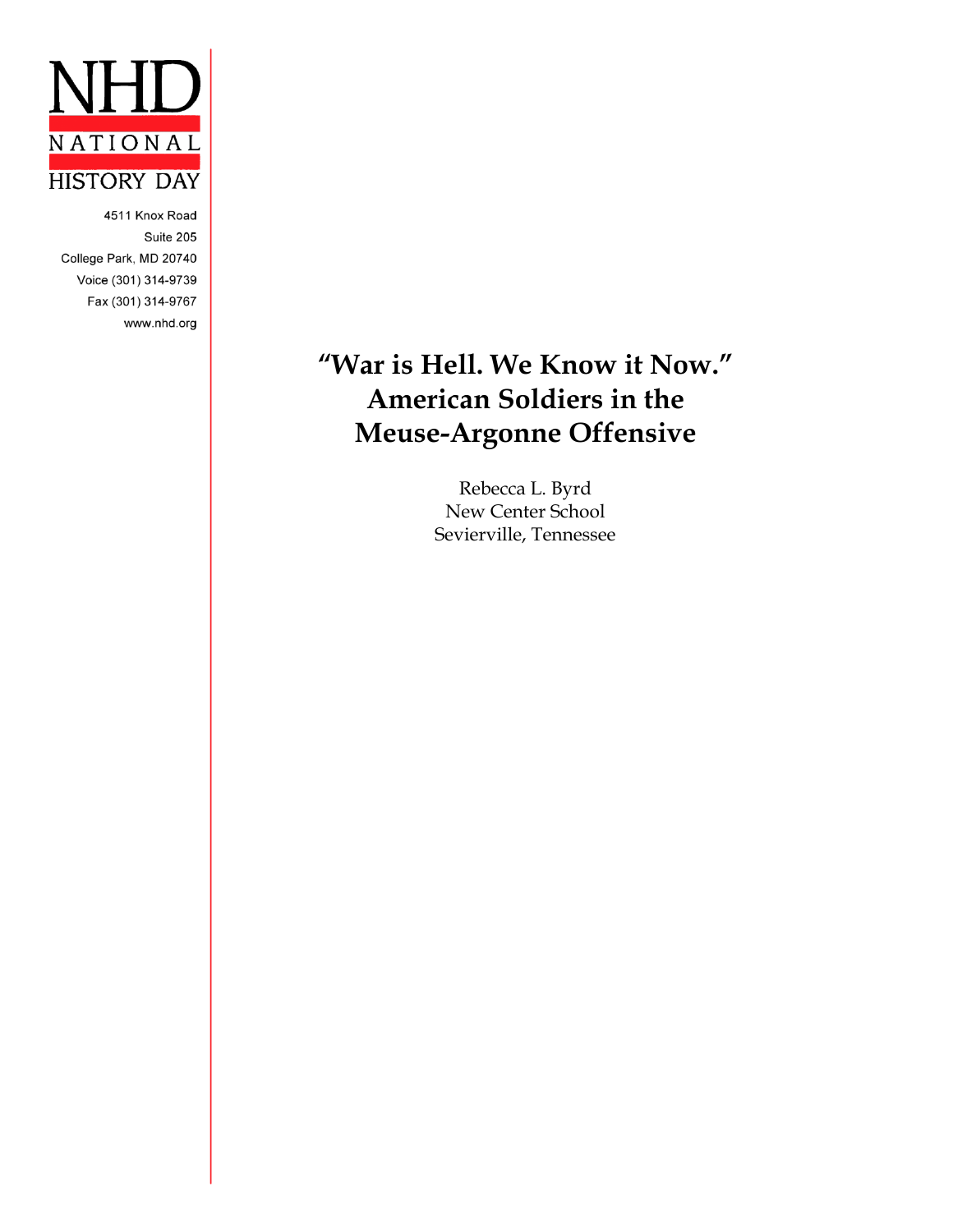NHD
NATIONAL
HISTORY DAY

4511 Knox Road
Suite 205
College Park, MD 20740
Voice (301) 314-9739
Fax (301) 314-9767
www.nhd.org

# "War is Hell. We Know it Now." American Soldiers in the Meuse-Argonne Offensive

Rebecca L. Byrd
New Center School
Sevierville, Tennessee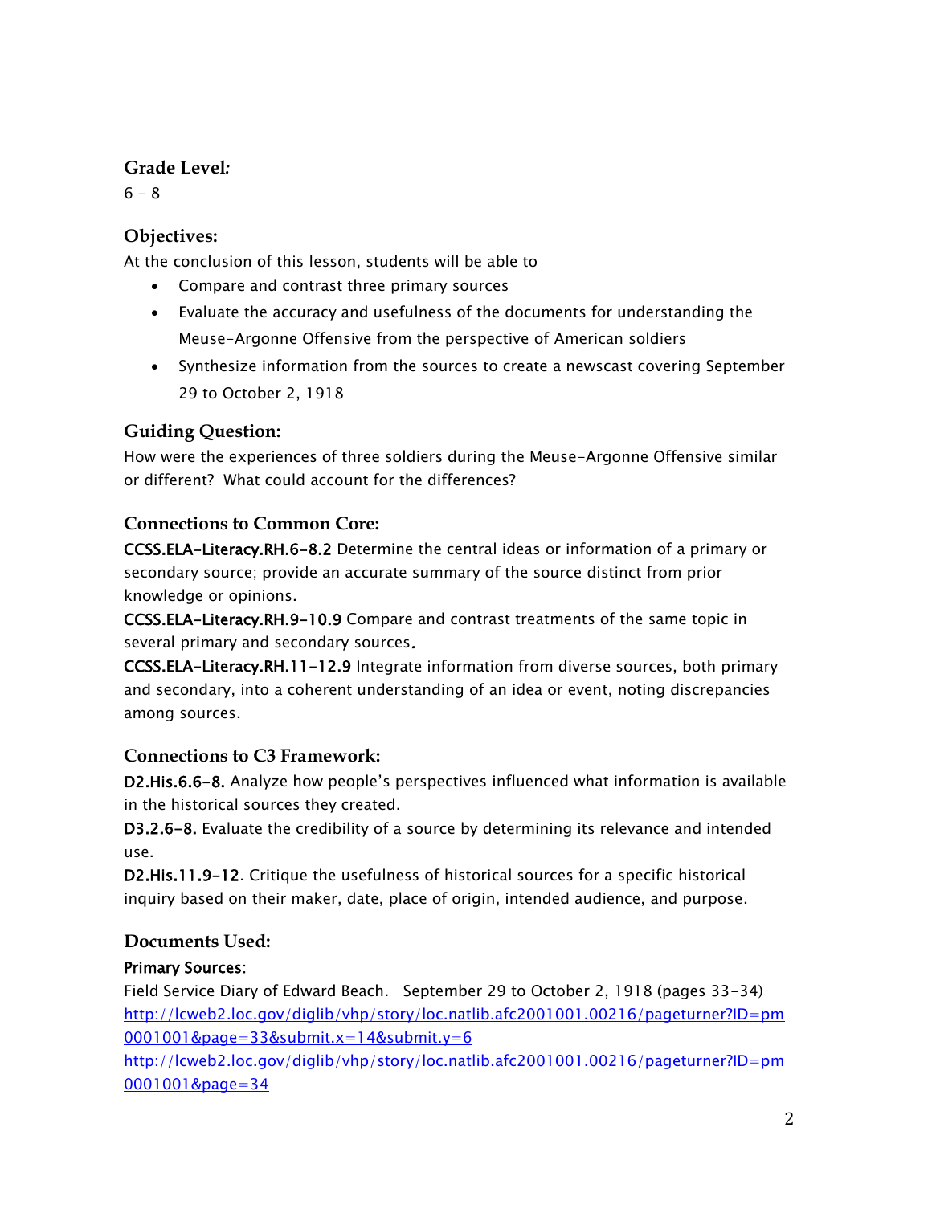### Grade Level:

6 – 8

### Objectives:

At the conclusion of this lesson, students will be able to

- Compare and contrast three primary sources
- Evaluate the accuracy and usefulness of the documents for understanding the Meuse-Argonne Offensive from the perspective of American soldiers
- Synthesize information from the sources to create a newscast covering September 29 to October 2, 1918

### Guiding Question:

How were the experiences of three soldiers during the Meuse-Argonne Offensive similar or different? What could account for the differences?

### Connections to Common Core:

**CCSS.ELA-Literacy.RH.6-8.2** Determine the central ideas or information of a primary or secondary source; provide an accurate summary of the source distinct from prior knowledge or opinions.

**CCSS.ELA-Literacy.RH.9-10.9** Compare and contrast treatments of the same topic in several primary and secondary sources.

**CCSS.ELA-Literacy.RH.11-12.9** Integrate information from diverse sources, both primary and secondary, into a coherent understanding of an idea or event, noting discrepancies among sources.

### Connections to C3 Framework:

**D2.His.6.6-8.** Analyze how people's perspectives influenced what information is available in the historical sources they created.

**D3.2.6-8.** Evaluate the credibility of a source by determining its relevance and intended use.

**D2.His.11.9-12**. Critique the usefulness of historical sources for a specific historical inquiry based on their maker, date, place of origin, intended audience, and purpose.

### Documents Used:

**Primary Sources**:

Field Service Diary of Edward Beach. September 29 to October 2, 1918 (pages 33-34)

http://lcweb2.loc.gov/diglib/vhp/story/loc.natlib.afc2001001.00216/pageturner?ID=pm0001001&page=33&submit.x=14&submit.y=6

http://lcweb2.loc.gov/diglib/vhp/story/loc.natlib.afc2001001.00216/pageturner?ID=pm0001001&page=34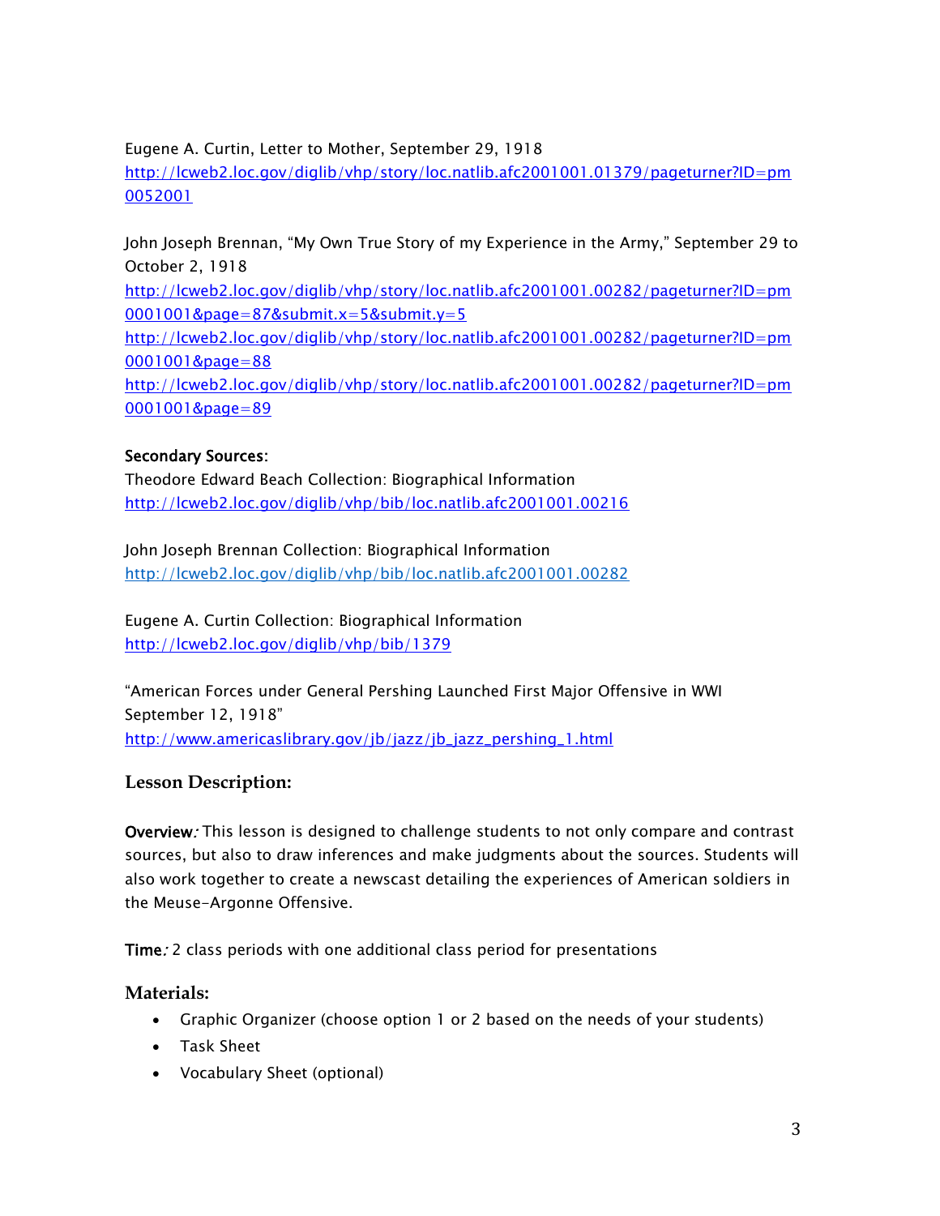Eugene A. Curtin, Letter to Mother, September 29, 1918
http://lcweb2.loc.gov/diglib/vhp/story/loc.natlib.afc2001001.01379/pageturner?ID=pm0052001

John Joseph Brennan, "My Own True Story of my Experience in the Army," September 29 to October 2, 1918
http://lcweb2.loc.gov/diglib/vhp/story/loc.natlib.afc2001001.00282/pageturner?ID=pm0001001&page=87&submit.x=5&submit.y=5
http://lcweb2.loc.gov/diglib/vhp/story/loc.natlib.afc2001001.00282/pageturner?ID=pm0001001&page=88
http://lcweb2.loc.gov/diglib/vhp/story/loc.natlib.afc2001001.00282/pageturner?ID=pm0001001&page=89

**Secondary Sources:**
Theodore Edward Beach Collection: Biographical Information
http://lcweb2.loc.gov/diglib/vhp/bib/loc.natlib.afc2001001.00216

John Joseph Brennan Collection: Biographical Information
http://lcweb2.loc.gov/diglib/vhp/bib/loc.natlib.afc2001001.00282

Eugene A. Curtin Collection: Biographical Information
http://lcweb2.loc.gov/diglib/vhp/bib/1379

"American Forces under General Pershing Launched First Major Offensive in WWI September 12, 1918"
http://www.americaslibrary.gov/jb/jazz/jb_jazz_pershing_1.html

## Lesson Description:

**Overview**: This lesson is designed to challenge students to not only compare and contrast sources, but also to draw inferences and make judgments about the sources. Students will also work together to create a newscast detailing the experiences of American soldiers in the Meuse-Argonne Offensive.

**Time**: 2 class periods with one additional class period for presentations

## Materials:

- Graphic Organizer (choose option 1 or 2 based on the needs of your students)
- Task Sheet
- Vocabulary Sheet (optional)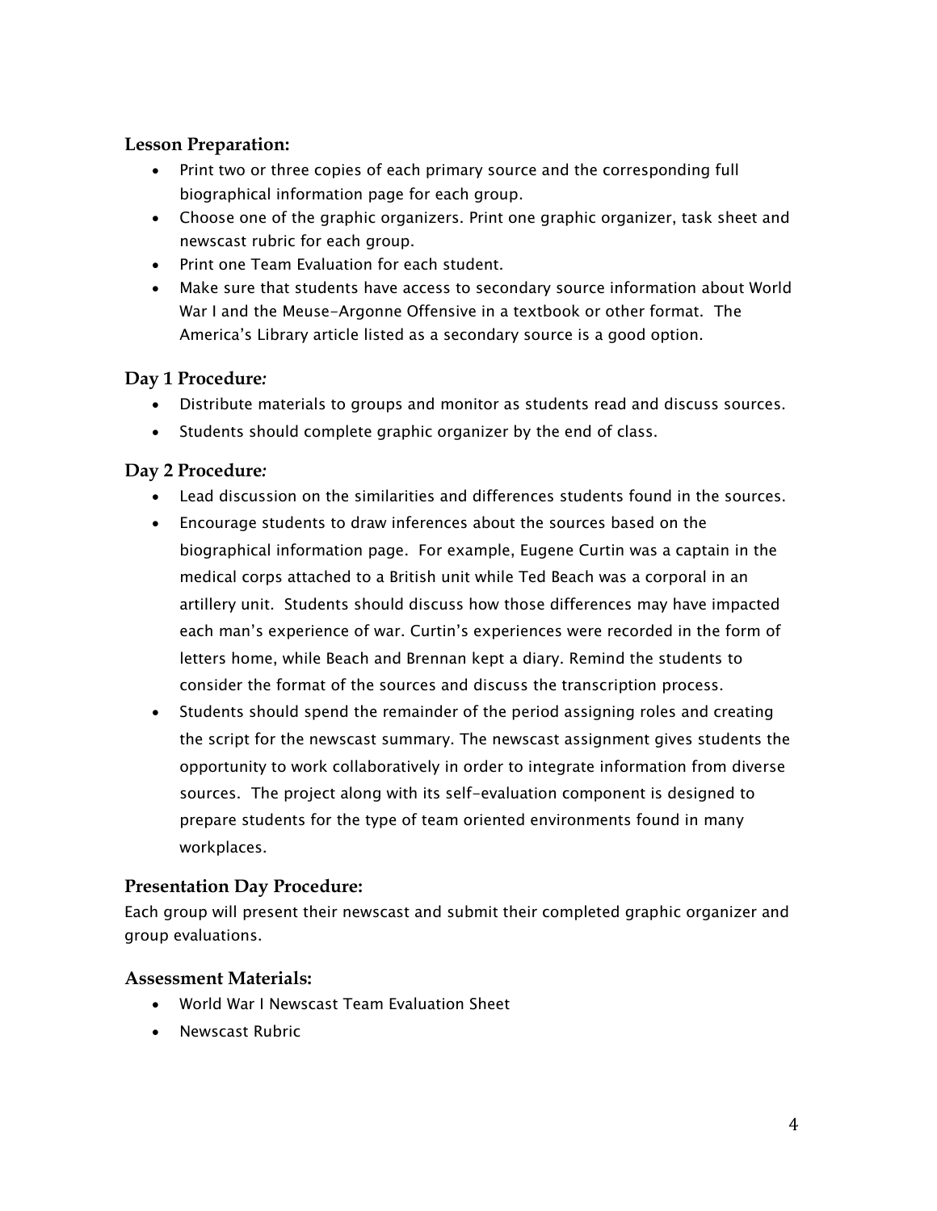### Lesson Preparation:

- Print two or three copies of each primary source and the corresponding full biographical information page for each group.
- Choose one of the graphic organizers. Print one graphic organizer, task sheet and newscast rubric for each group.
- Print one Team Evaluation for each student.
- Make sure that students have access to secondary source information about World War I and the Meuse-Argonne Offensive in a textbook or other format. The America's Library article listed as a secondary source is a good option.

### Day 1 Procedure*:*

- Distribute materials to groups and monitor as students read and discuss sources.
- Students should complete graphic organizer by the end of class.

### Day 2 Procedure*:*

- Lead discussion on the similarities and differences students found in the sources.
- Encourage students to draw inferences about the sources based on the biographical information page. For example, Eugene Curtin was a captain in the medical corps attached to a British unit while Ted Beach was a corporal in an artillery unit. Students should discuss how those differences may have impacted each man's experience of war. Curtin's experiences were recorded in the form of letters home, while Beach and Brennan kept a diary. Remind the students to consider the format of the sources and discuss the transcription process.
- Students should spend the remainder of the period assigning roles and creating the script for the newscast summary. The newscast assignment gives students the opportunity to work collaboratively in order to integrate information from diverse sources. The project along with its self-evaluation component is designed to prepare students for the type of team oriented environments found in many workplaces.

### Presentation Day Procedure:

Each group will present their newscast and submit their completed graphic organizer and group evaluations.

### Assessment Materials:

- World War I Newscast Team Evaluation Sheet
- Newscast Rubric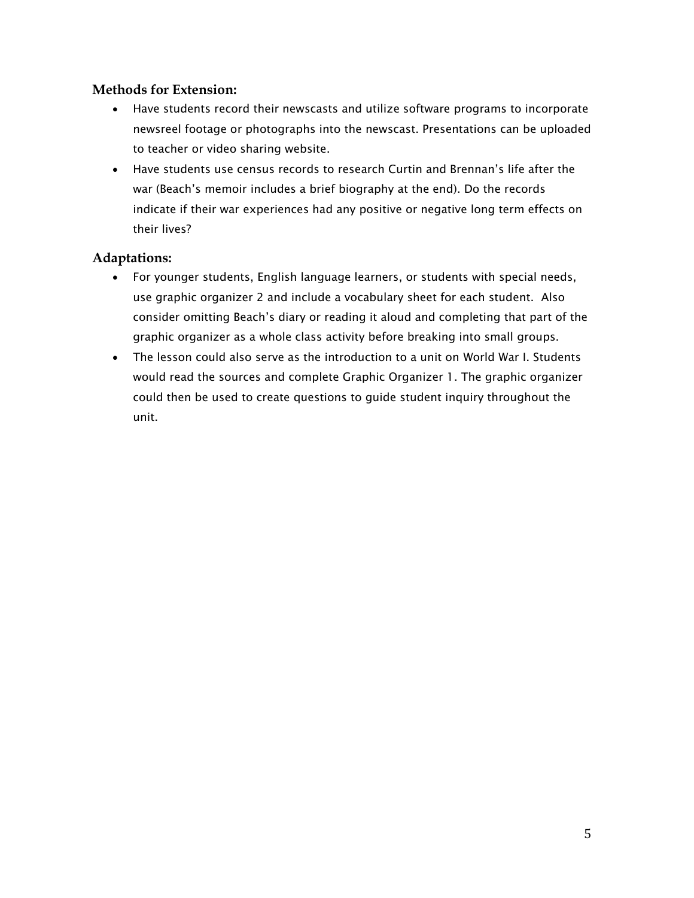### Methods for Extension:

- Have students record their newscasts and utilize software programs to incorporate newsreel footage or photographs into the newscast. Presentations can be uploaded to teacher or video sharing website.
- Have students use census records to research Curtin and Brennan's life after the war (Beach's memoir includes a brief biography at the end). Do the records indicate if their war experiences had any positive or negative long term effects on their lives?

### Adaptations:

- For younger students, English language learners, or students with special needs, use graphic organizer 2 and include a vocabulary sheet for each student. Also consider omitting Beach's diary or reading it aloud and completing that part of the graphic organizer as a whole class activity before breaking into small groups.
- The lesson could also serve as the introduction to a unit on World War I. Students would read the sources and complete Graphic Organizer 1. The graphic organizer could then be used to create questions to guide student inquiry throughout the unit.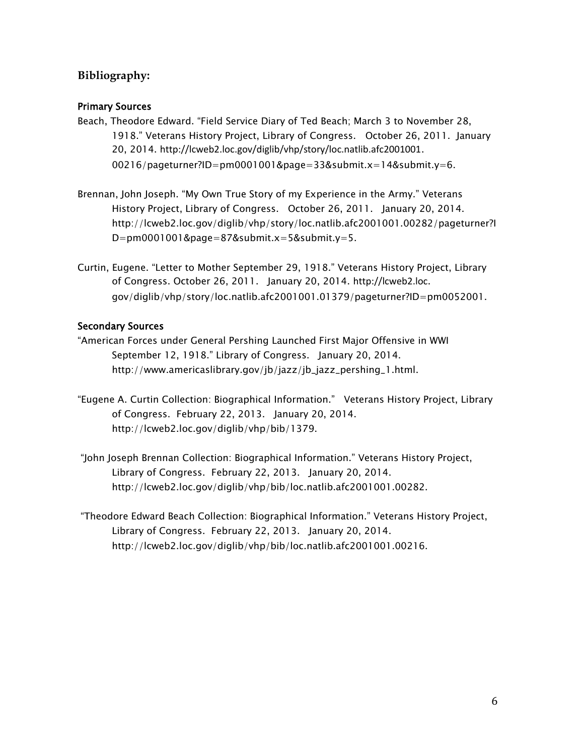## Bibliography:

### Primary Sources

Beach, Theodore Edward. "Field Service Diary of Ted Beach; March 3 to November 28, 1918." Veterans History Project, Library of Congress. October 26, 2011. January 20, 2014. http://lcweb2.loc.gov/diglib/vhp/story/loc.natlib.afc2001001.00216/pageturner?ID=pm0001001&page=33&submit.x=14&submit.y=6.

Brennan, John Joseph. "My Own True Story of my Experience in the Army." Veterans History Project, Library of Congress. October 26, 2011. January 20, 2014. http://lcweb2.loc.gov/diglib/vhp/story/loc.natlib.afc2001001.00282/pageturner?ID=pm0001001&page=87&submit.x=5&submit.y=5.

Curtin, Eugene. "Letter to Mother September 29, 1918." Veterans History Project, Library of Congress. October 26, 2011. January 20, 2014. http://lcweb2.loc.gov/diglib/vhp/story/loc.natlib.afc2001001.01379/pageturner?ID=pm0052001.

### Secondary Sources

"American Forces under General Pershing Launched First Major Offensive in WWI September 12, 1918." Library of Congress. January 20, 2014. http://www.americaslibrary.gov/jb/jazz/jb_jazz_pershing_1.html.

"Eugene A. Curtin Collection: Biographical Information." Veterans History Project, Library of Congress. February 22, 2013. January 20, 2014. http://lcweb2.loc.gov/diglib/vhp/bib/1379.

"John Joseph Brennan Collection: Biographical Information." Veterans History Project, Library of Congress. February 22, 2013. January 20, 2014. http://lcweb2.loc.gov/diglib/vhp/bib/loc.natlib.afc2001001.00282.

"Theodore Edward Beach Collection: Biographical Information." Veterans History Project, Library of Congress. February 22, 2013. January 20, 2014. http://lcweb2.loc.gov/diglib/vhp/bib/loc.natlib.afc2001001.00216.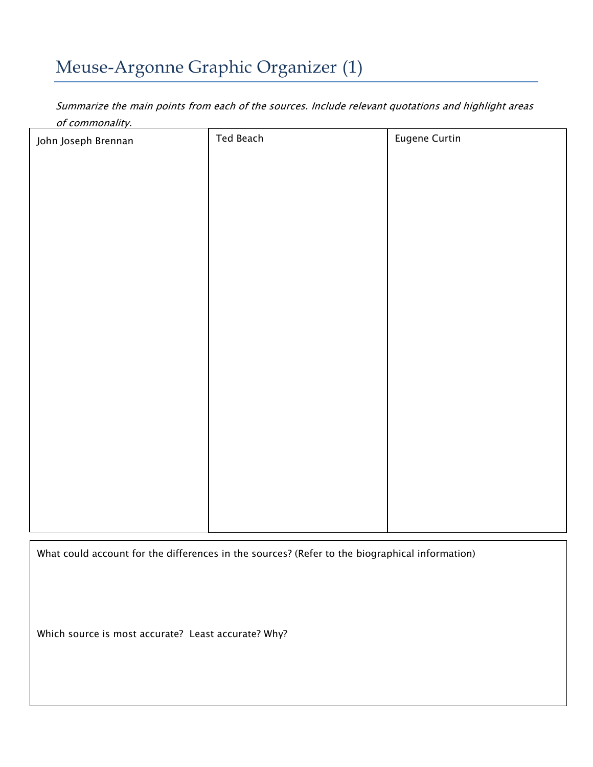# Meuse-Argonne Graphic Organizer (1)

*Summarize the main points from each of the sources. Include relevant quotations and highlight areas of commonality.*

| John Joseph Brennan | Ted Beach | Eugene Curtin |
|---|---|---|
| | | |

What could account for the differences in the sources? (Refer to the biographical information)

Which source is most accurate? Least accurate? Why?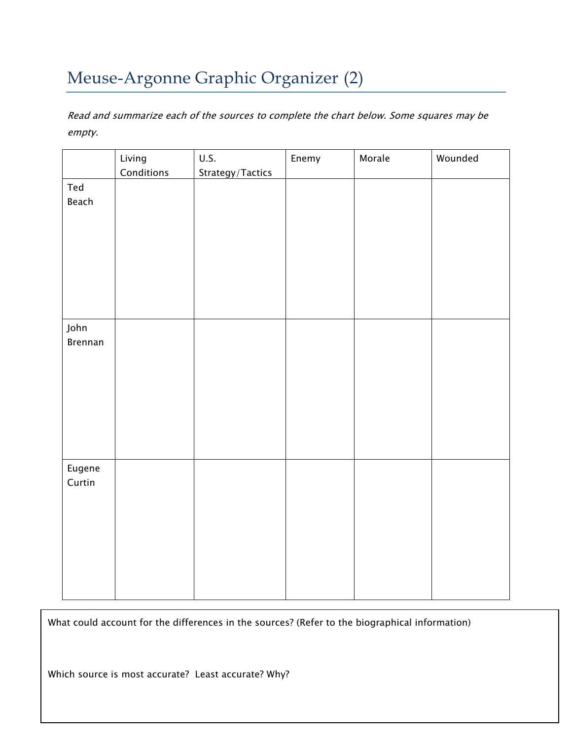# Meuse-Argonne Graphic Organizer (2)

*Read and summarize each of the sources to complete the chart below. Some squares may be empty.*

| | Living Conditions | U.S. Strategy/Tactics | Enemy | Morale | Wounded |
|---|---|---|---|---|---|
| Ted Beach | | | | | |
| John Brennan | | | | | |
| Eugene Curtin | | | | | |

What could account for the differences in the sources? (Refer to the biographical information)

Which source is most accurate? Least accurate? Why?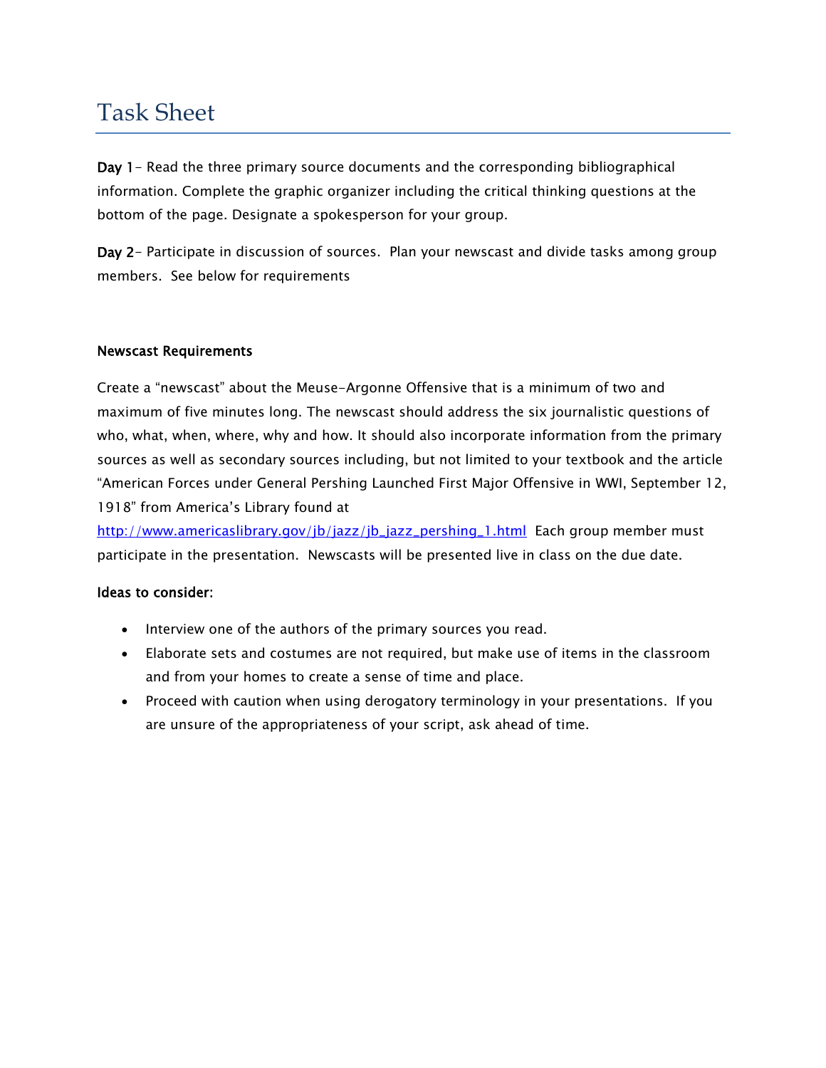# Task Sheet

**Day 1**– Read the three primary source documents and the corresponding bibliographical information. Complete the graphic organizer including the critical thinking questions at the bottom of the page. Designate a spokesperson for your group.

**Day 2**– Participate in discussion of sources. Plan your newscast and divide tasks among group members. See below for requirements

**Newscast Requirements**

Create a "newscast" about the Meuse-Argonne Offensive that is a minimum of two and maximum of five minutes long. The newscast should address the six journalistic questions of who, what, when, where, why and how. It should also incorporate information from the primary sources as well as secondary sources including, but not limited to your textbook and the article "American Forces under General Pershing Launched First Major Offensive in WWI, September 12, 1918" from America's Library found at [http://www.americaslibrary.gov/jb/jazz/jb_jazz_pershing_1.html](http://www.americaslibrary.gov/jb/jazz/jb_jazz_pershing_1.html) Each group member must participate in the presentation. Newscasts will be presented live in class on the due date.

**Ideas to consider**:

- Interview one of the authors of the primary sources you read.
- Elaborate sets and costumes are not required, but make use of items in the classroom and from your homes to create a sense of time and place.
- Proceed with caution when using derogatory terminology in your presentations. If you are unsure of the appropriateness of your script, ask ahead of time.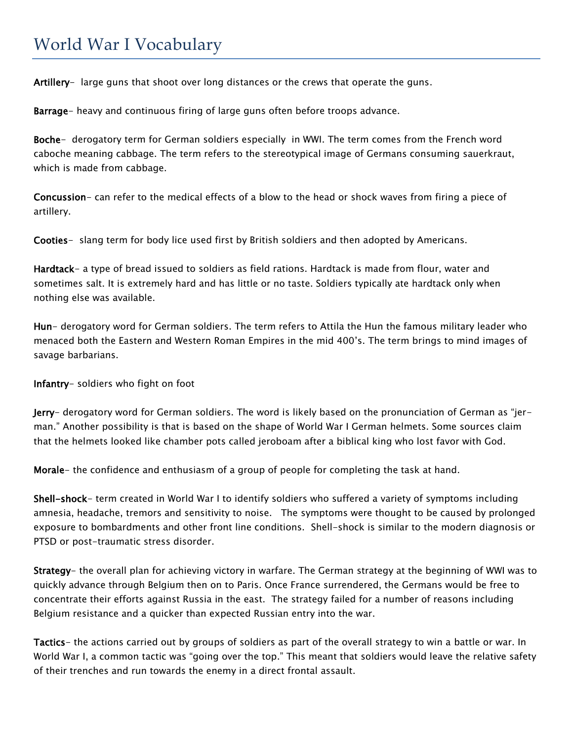# World War I Vocabulary

**Artillery**- large guns that shoot over long distances or the crews that operate the guns.

**Barrage**- heavy and continuous firing of large guns often before troops advance.

**Boche**- derogatory term for German soldiers especially in WWI. The term comes from the French word caboche meaning cabbage. The term refers to the stereotypical image of Germans consuming sauerkraut, which is made from cabbage.

**Concussion**- can refer to the medical effects of a blow to the head or shock waves from firing a piece of artillery.

**Cooties**- slang term for body lice used first by British soldiers and then adopted by Americans.

**Hardtack**- a type of bread issued to soldiers as field rations. Hardtack is made from flour, water and sometimes salt. It is extremely hard and has little or no taste. Soldiers typically ate hardtack only when nothing else was available.

**Hun**- derogatory word for German soldiers. The term refers to Attila the Hun the famous military leader who menaced both the Eastern and Western Roman Empires in the mid 400's. The term brings to mind images of savage barbarians.

**Infantry**- soldiers who fight on foot

**Jerry**- derogatory word for German soldiers. The word is likely based on the pronunciation of German as "jer-man." Another possibility is that is based on the shape of World War I German helmets. Some sources claim that the helmets looked like chamber pots called jeroboam after a biblical king who lost favor with God.

**Morale**- the confidence and enthusiasm of a group of people for completing the task at hand.

**Shell-shock**- term created in World War I to identify soldiers who suffered a variety of symptoms including amnesia, headache, tremors and sensitivity to noise. The symptoms were thought to be caused by prolonged exposure to bombardments and other front line conditions. Shell-shock is similar to the modern diagnosis or PTSD or post-traumatic stress disorder.

**Strategy**- the overall plan for achieving victory in warfare. The German strategy at the beginning of WWI was to quickly advance through Belgium then on to Paris. Once France surrendered, the Germans would be free to concentrate their efforts against Russia in the east. The strategy failed for a number of reasons including Belgium resistance and a quicker than expected Russian entry into the war.

**Tactics**- the actions carried out by groups of soldiers as part of the overall strategy to win a battle or war. In World War I, a common tactic was "going over the top." This meant that soldiers would leave the relative safety of their trenches and run towards the enemy in a direct frontal assault.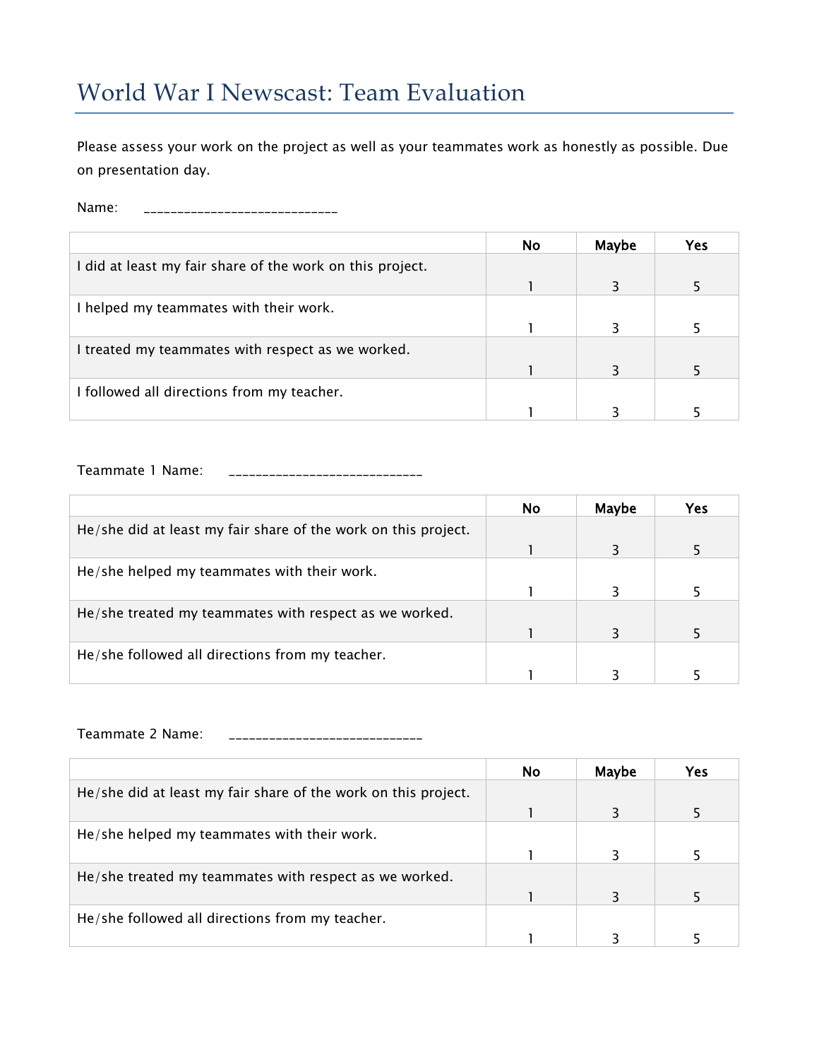# World War I Newscast: Team Evaluation

Please assess your work on the project as well as your teammates work as honestly as possible. Due on presentation day.

Name: _____________________________

| | No | Maybe | Yes |
|---|---|---|---|
| I did at least my fair share of the work on this project. | 1 | 3 | 5 |
| I helped my teammates with their work. | 1 | 3 | 5 |
| I treated my teammates with respect as we worked. | 1 | 3 | 5 |
| I followed all directions from my teacher. | 1 | 3 | 5 |

Teammate 1 Name: _____________________________

| | No | Maybe | Yes |
|---|---|---|---|
| He/she did at least my fair share of the work on this project. | 1 | 3 | 5 |
| He/she helped my teammates with their work. | 1 | 3 | 5 |
| He/she treated my teammates with respect as we worked. | 1 | 3 | 5 |
| He/she followed all directions from my teacher. | 1 | 3 | 5 |

Teammate 2 Name: _____________________________

| | No | Maybe | Yes |
|---|---|---|---|
| He/she did at least my fair share of the work on this project. | 1 | 3 | 5 |
| He/she helped my teammates with their work. | 1 | 3 | 5 |
| He/she treated my teammates with respect as we worked. | 1 | 3 | 5 |
| He/she followed all directions from my teacher. | 1 | 3 | 5 |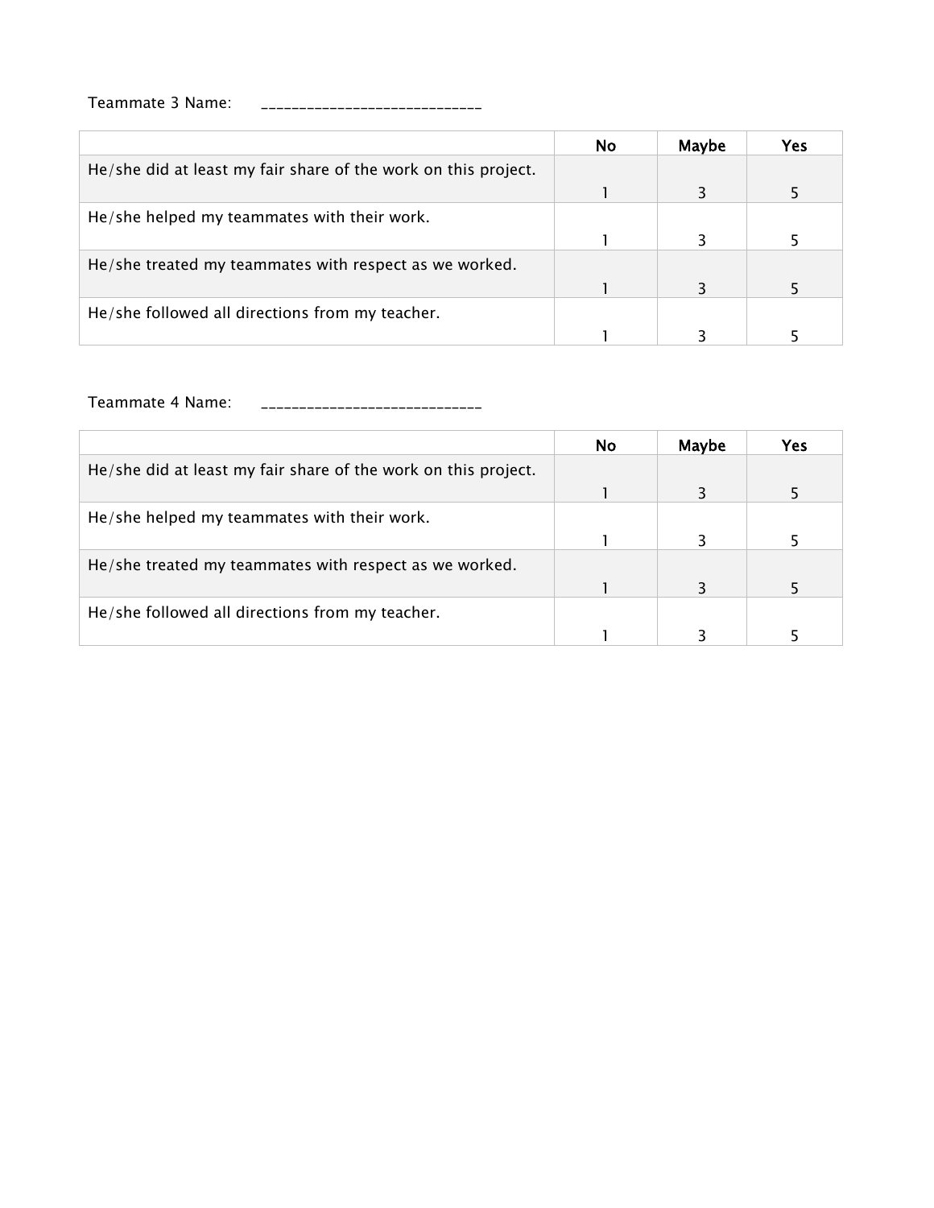Teammate 3 Name: _____________________________

| | No | Maybe | Yes |
|---|---|---|---|
| He/she did at least my fair share of the work on this project. | 1 | 3 | 5 |
| He/she helped my teammates with their work. | 1 | 3 | 5 |
| He/she treated my teammates with respect as we worked. | 1 | 3 | 5 |
| He/she followed all directions from my teacher. | 1 | 3 | 5 |

Teammate 4 Name: _____________________________

| | No | Maybe | Yes |
|---|---|---|---|
| He/she did at least my fair share of the work on this project. | 1 | 3 | 5 |
| He/she helped my teammates with their work. | 1 | 3 | 5 |
| He/she treated my teammates with respect as we worked. | 1 | 3 | 5 |
| He/she followed all directions from my teacher. | 1 | 3 | 5 |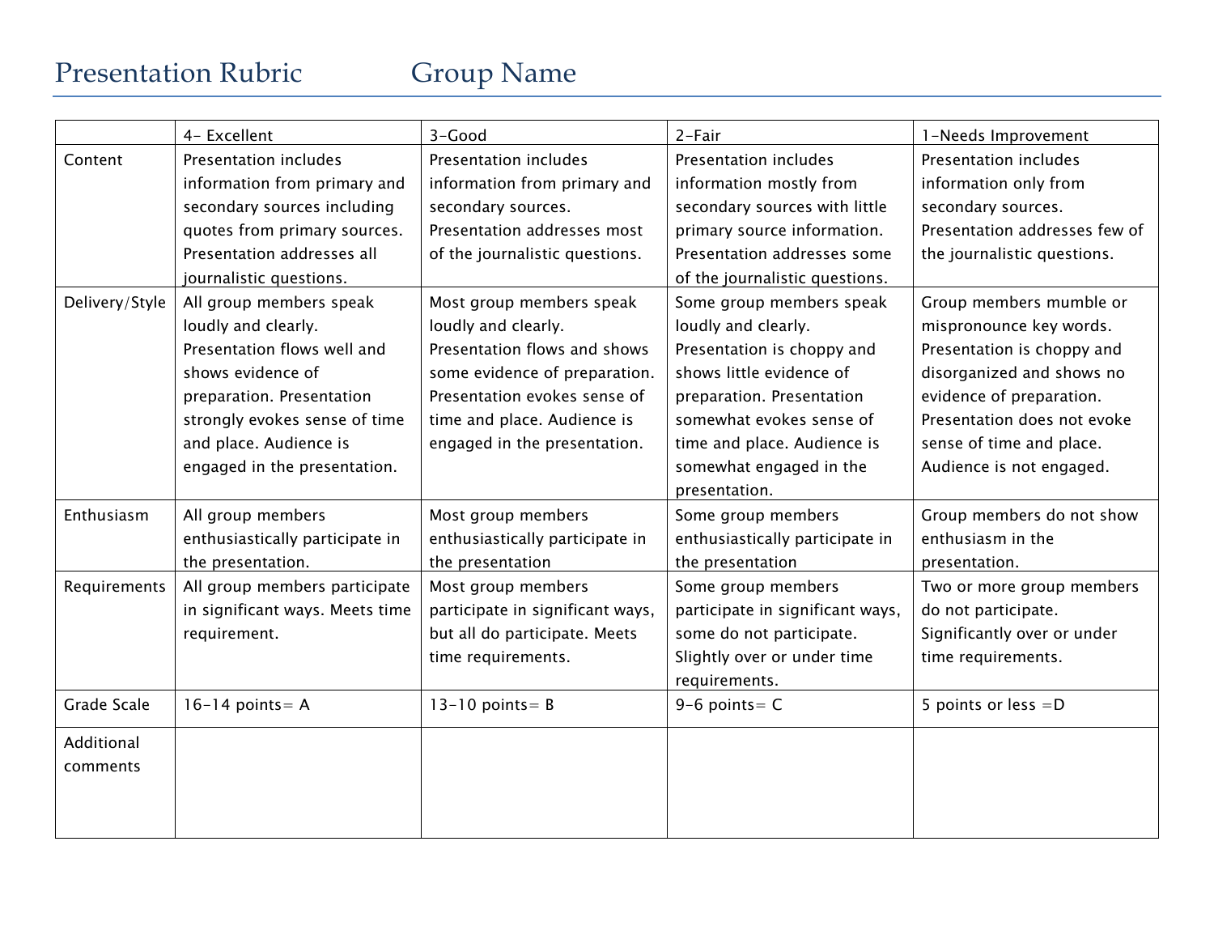# Presentation Rubric Group Name

| | 4- Excellent | 3-Good | 2-Fair | 1-Needs Improvement |
|---|---|---|---|---|
| Content | Presentation includes information from primary and secondary sources including quotes from primary sources. Presentation addresses all journalistic questions. | Presentation includes information from primary and secondary sources. Presentation addresses most of the journalistic questions. | Presentation includes information mostly from secondary sources with little primary source information. Presentation addresses some of the journalistic questions. | Presentation includes information only from secondary sources. Presentation addresses few of the journalistic questions. |
| Delivery/Style | All group members speak loudly and clearly. Presentation flows well and shows evidence of preparation. Presentation strongly evokes sense of time and place. Audience is engaged in the presentation. | Most group members speak loudly and clearly. Presentation flows and shows some evidence of preparation. Presentation evokes sense of time and place. Audience is engaged in the presentation. | Some group members speak loudly and clearly. Presentation is choppy and shows little evidence of preparation. Presentation somewhat evokes sense of time and place. Audience is somewhat engaged in the presentation. | Group members mumble or mispronounce key words. Presentation is choppy and disorganized and shows no evidence of preparation. Presentation does not evoke sense of time and place. Audience is not engaged. |
| Enthusiasm | All group members enthusiastically participate in the presentation. | Most group members enthusiastically participate in the presentation | Some group members enthusiastically participate in the presentation | Group members do not show enthusiasm in the presentation. |
| Requirements | All group members participate in significant ways. Meets time requirement. | Most group members participate in significant ways, but all do participate. Meets time requirements. | Some group members participate in significant ways, some do not participate. Slightly over or under time requirements. | Two or more group members do not participate. Significantly over or under time requirements. |
| Grade Scale | 16-14 points= A | 13-10 points= B | 9-6 points= C | 5 points or less =D |
| Additional comments | | | | |